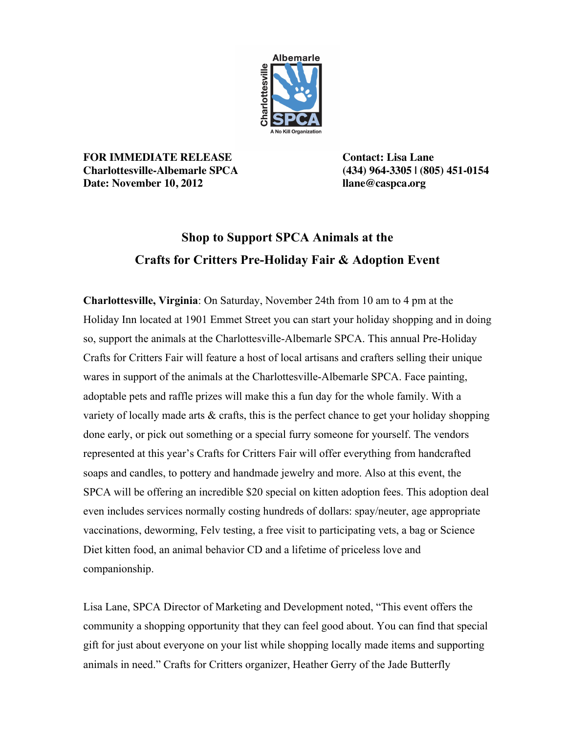**FOR IMMEDIATE RELEASE**
**Charlottesville-Albemarle SPCA**
**Date: November 10, 2012**

**Contact: Lisa Lane**
**(434) 964-3305 | (805) 451-0154**
**llane@caspca.org**

## Shop to Support SPCA Animals at the Crafts for Critters Pre-Holiday Fair & Adoption Event

**Charlottesville, Virginia**: On Saturday, November 24th from 10 am to 4 pm at the Holiday Inn located at 1901 Emmet Street you can start your holiday shopping and in doing so, support the animals at the Charlottesville-Albemarle SPCA. This annual Pre-Holiday Crafts for Critters Fair will feature a host of local artisans and crafters selling their unique wares in support of the animals at the Charlottesville-Albemarle SPCA. Face painting, adoptable pets and raffle prizes will make this a fun day for the whole family. With a variety of locally made arts & crafts, this is the perfect chance to get your holiday shopping done early, or pick out something or a special furry someone for yourself. The vendors represented at this year's Crafts for Critters Fair will offer everything from handcrafted soaps and candles, to pottery and handmade jewelry and more. Also at this event, the SPCA will be offering an incredible $20 special on kitten adoption fees. This adoption deal even includes services normally costing hundreds of dollars: spay/neuter, age appropriate vaccinations, deworming, Felv testing, a free visit to participating vets, a bag or Science Diet kitten food, an animal behavior CD and a lifetime of priceless love and companionship.

Lisa Lane, SPCA Director of Marketing and Development noted, "This event offers the community a shopping opportunity that they can feel good about. You can find that special gift for just about everyone on your list while shopping locally made items and supporting animals in need." Crafts for Critters organizer, Heather Gerry of the Jade Butterfly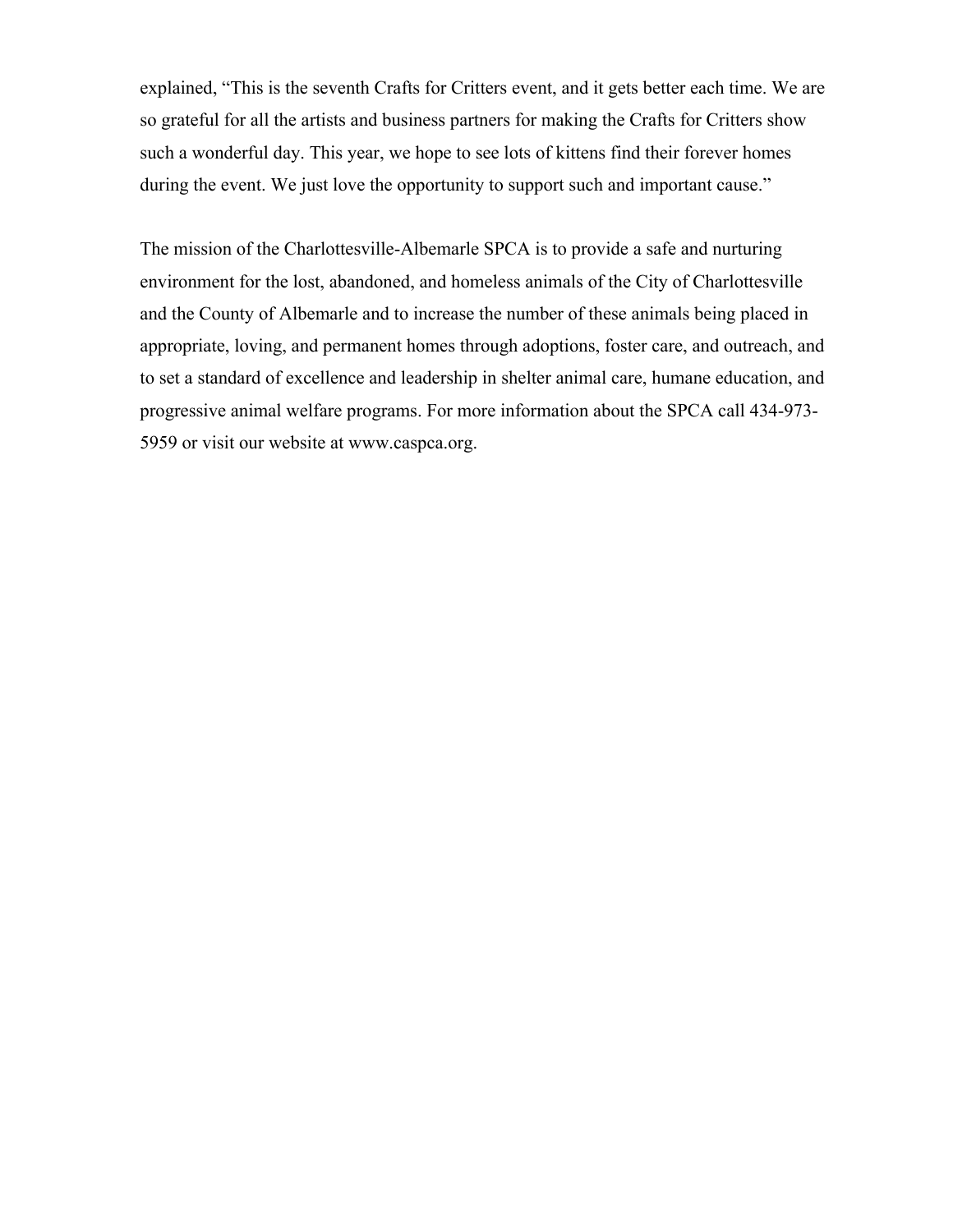explained, “This is the seventh Crafts for Critters event, and it gets better each time. We are so grateful for all the artists and business partners for making the Crafts for Critters show such a wonderful day. This year, we hope to see lots of kittens find their forever homes during the event. We just love the opportunity to support such and important cause.”

The mission of the Charlottesville-Albemarle SPCA is to provide a safe and nurturing environment for the lost, abandoned, and homeless animals of the City of Charlottesville and the County of Albemarle and to increase the number of these animals being placed in appropriate, loving, and permanent homes through adoptions, foster care, and outreach, and to set a standard of excellence and leadership in shelter animal care, humane education, and progressive animal welfare programs. For more information about the SPCA call 434-973-5959 or visit our website at www.caspca.org.